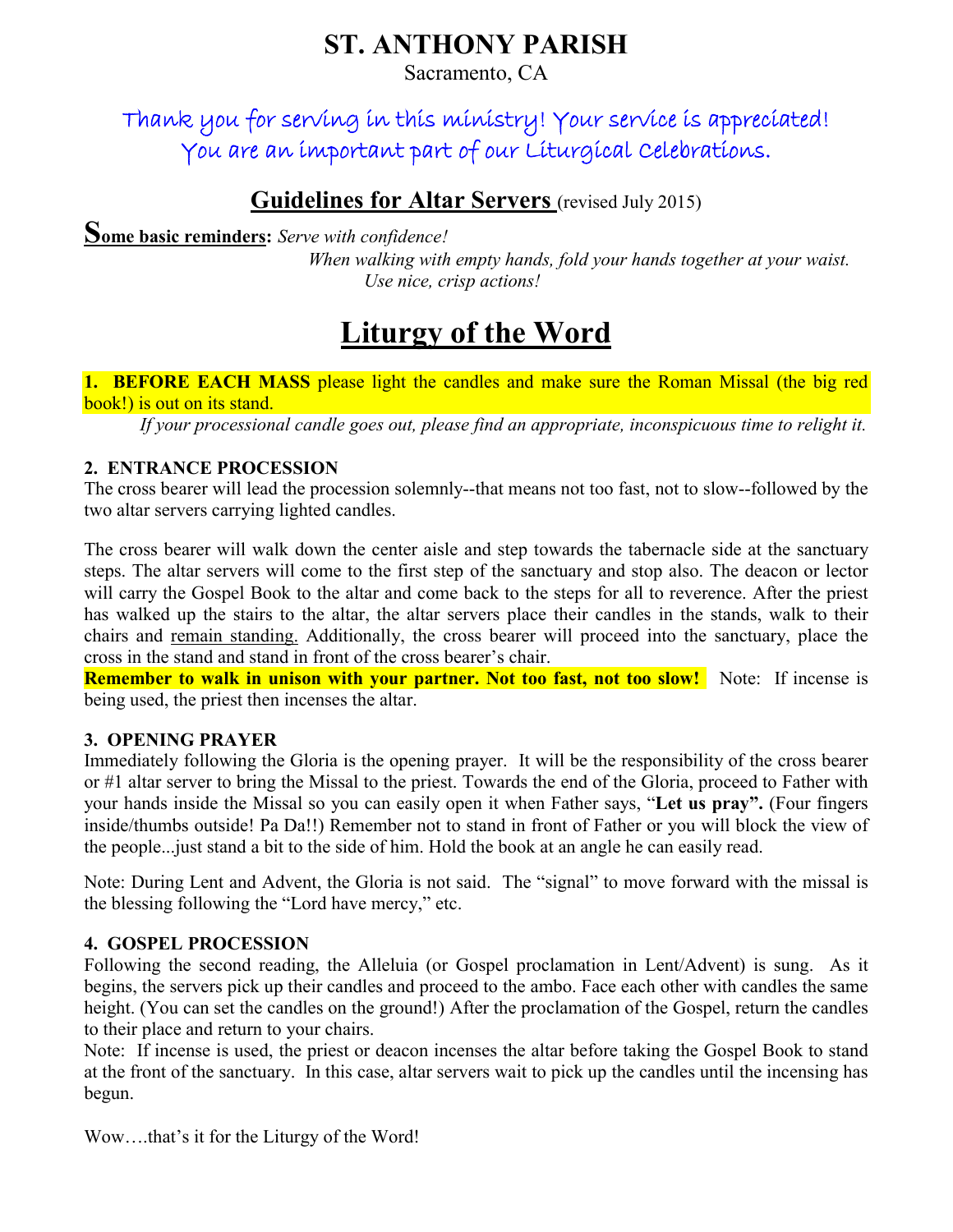# ST. ANTHONY PARISH

Sacramento, CA

Thank you for serving in this ministry! Your service is appreciated!
You are an important part of our Liturgical Celebrations.

## Guidelines for Altar Servers (revised July 2015)

**Some basic reminders:** *Serve with confidence!*
*When walking with empty hands, fold your hands together at your waist.*
*Use nice, crisp actions!*

# Liturgy of the Word

**1. BEFORE EACH MASS** please light the candles and make sure the Roman Missal (the big red book!) is out on its stand.

*If your processional candle goes out, please find an appropriate, inconspicuous time to relight it.*

**2. ENTRANCE PROCESSION**

The cross bearer will lead the procession solemnly--that means not too fast, not to slow--followed by the two altar servers carrying lighted candles.

The cross bearer will walk down the center aisle and step towards the tabernacle side at the sanctuary steps. The altar servers will come to the first step of the sanctuary and stop also. The deacon or lector will carry the Gospel Book to the altar and come back to the steps for all to reverence. After the priest has walked up the stairs to the altar, the altar servers place their candles in the stands, walk to their chairs and remain standing. Additionally, the cross bearer will proceed into the sanctuary, place the cross in the stand and stand in front of the cross bearer's chair.

**Remember to walk in unison with your partner. Not too fast, not too slow!** Note: If incense is being used, the priest then incenses the altar.

**3. OPENING PRAYER**

Immediately following the Gloria is the opening prayer. It will be the responsibility of the cross bearer or #1 altar server to bring the Missal to the priest. Towards the end of the Gloria, proceed to Father with your hands inside the Missal so you can easily open it when Father says, "**Let us pray".** (Four fingers inside/thumbs outside! Pa Da!!) Remember not to stand in front of Father or you will block the view of the people...just stand a bit to the side of him. Hold the book at an angle he can easily read.

Note: During Lent and Advent, the Gloria is not said. The "signal" to move forward with the missal is the blessing following the "Lord have mercy," etc.

**4. GOSPEL PROCESSION**

Following the second reading, the Alleluia (or Gospel proclamation in Lent/Advent) is sung. As it begins, the servers pick up their candles and proceed to the ambo. Face each other with candles the same height. (You can set the candles on the ground!) After the proclamation of the Gospel, return the candles to their place and return to your chairs.

Note: If incense is used, the priest or deacon incenses the altar before taking the Gospel Book to stand at the front of the sanctuary. In this case, altar servers wait to pick up the candles until the incensing has begun.

Wow….that's it for the Liturgy of the Word!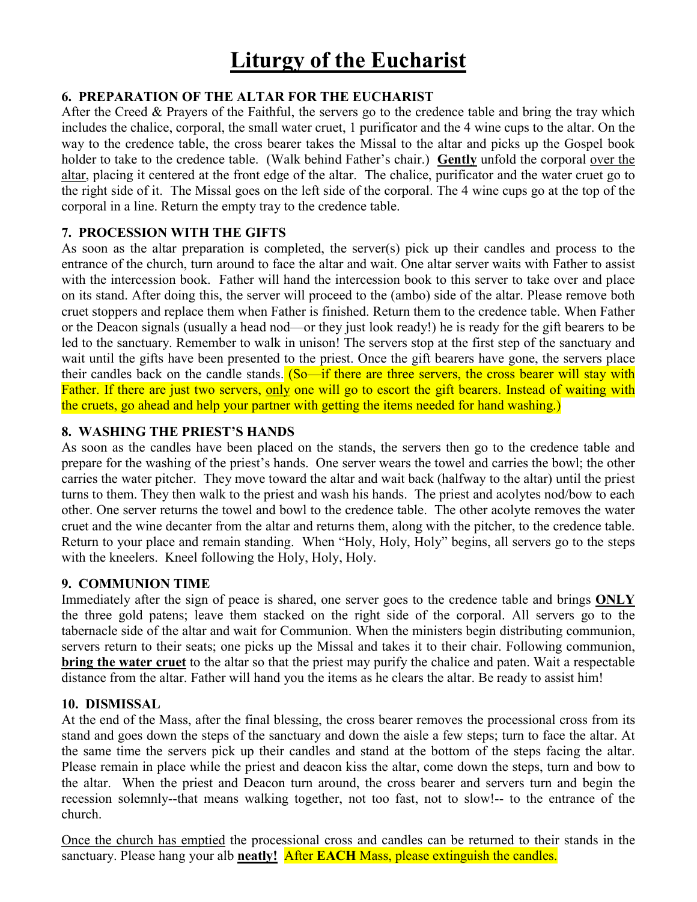# Liturgy of the Eucharist

### 6. PREPARATION OF THE ALTAR FOR THE EUCHARIST

After the Creed & Prayers of the Faithful, the servers go to the credence table and bring the tray which includes the chalice, corporal, the small water cruet, 1 purificator and the 4 wine cups to the altar. On the way to the credence table, the cross bearer takes the Missal to the altar and picks up the Gospel book holder to take to the credence table. (Walk behind Father's chair.) **Gently** unfold the corporal over the altar, placing it centered at the front edge of the altar. The chalice, purificator and the water cruet go to the right side of it. The Missal goes on the left side of the corporal. The 4 wine cups go at the top of the corporal in a line. Return the empty tray to the credence table.

### 7. PROCESSION WITH THE GIFTS

As soon as the altar preparation is completed, the server(s) pick up their candles and process to the entrance of the church, turn around to face the altar and wait. One altar server waits with Father to assist with the intercession book. Father will hand the intercession book to this server to take over and place on its stand. After doing this, the server will proceed to the (ambo) side of the altar. Please remove both cruet stoppers and replace them when Father is finished. Return them to the credence table. When Father or the Deacon signals (usually a head nod—or they just look ready!) he is ready for the gift bearers to be led to the sanctuary. Remember to walk in unison! The servers stop at the first step of the sanctuary and wait until the gifts have been presented to the priest. Once the gift bearers have gone, the servers place their candles back on the candle stands. (So—if there are three servers, the cross bearer will stay with Father. If there are just two servers, only one will go to escort the gift bearers. Instead of waiting with the cruets, go ahead and help your partner with getting the items needed for hand washing.)

### 8. WASHING THE PRIEST'S HANDS

As soon as the candles have been placed on the stands, the servers then go to the credence table and prepare for the washing of the priest's hands. One server wears the towel and carries the bowl; the other carries the water pitcher. They move toward the altar and wait back (halfway to the altar) until the priest turns to them. They then walk to the priest and wash his hands. The priest and acolytes nod/bow to each other. One server returns the towel and bowl to the credence table. The other acolyte removes the water cruet and the wine decanter from the altar and returns them, along with the pitcher, to the credence table. Return to your place and remain standing. When "Holy, Holy, Holy" begins, all servers go to the steps with the kneelers. Kneel following the Holy, Holy, Holy.

### 9. COMMUNION TIME

Immediately after the sign of peace is shared, one server goes to the credence table and brings **ONLY** the three gold patens; leave them stacked on the right side of the corporal. All servers go to the tabernacle side of the altar and wait for Communion. When the ministers begin distributing communion, servers return to their seats; one picks up the Missal and takes it to their chair. Following communion, **bring the water cruet** to the altar so that the priest may purify the chalice and paten. Wait a respectable distance from the altar. Father will hand you the items as he clears the altar. Be ready to assist him!

### 10. DISMISSAL

At the end of the Mass, after the final blessing, the cross bearer removes the processional cross from its stand and goes down the steps of the sanctuary and down the aisle a few steps; turn to face the altar. At the same time the servers pick up their candles and stand at the bottom of the steps facing the altar. Please remain in place while the priest and deacon kiss the altar, come down the steps, turn and bow to the altar. When the priest and Deacon turn around, the cross bearer and servers turn and begin the recession solemnly--that means walking together, not too fast, not to slow!-- to the entrance of the church.

Once the church has emptied the processional cross and candles can be returned to their stands in the sanctuary. Please hang your alb **neatly!** After **EACH** Mass, please extinguish the candles.